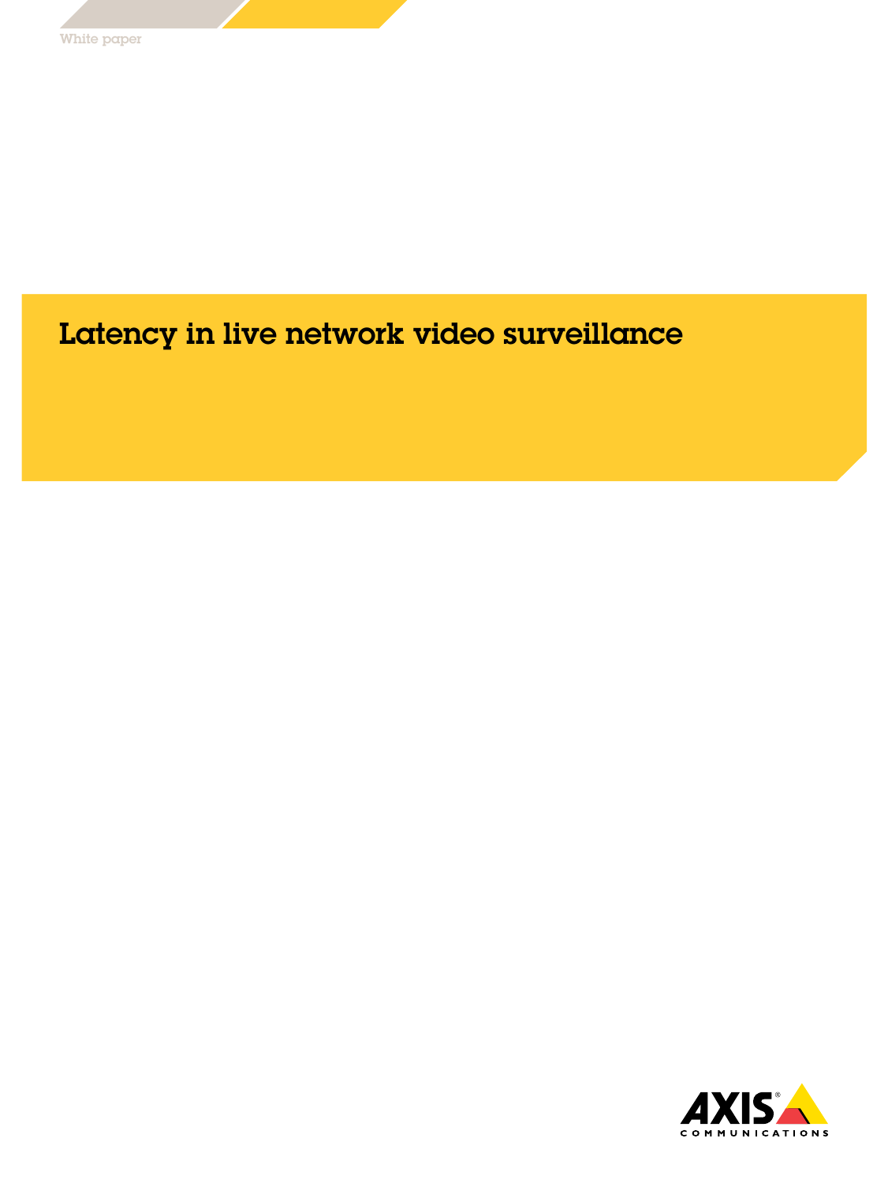White paper

# Latency in live network video surveillance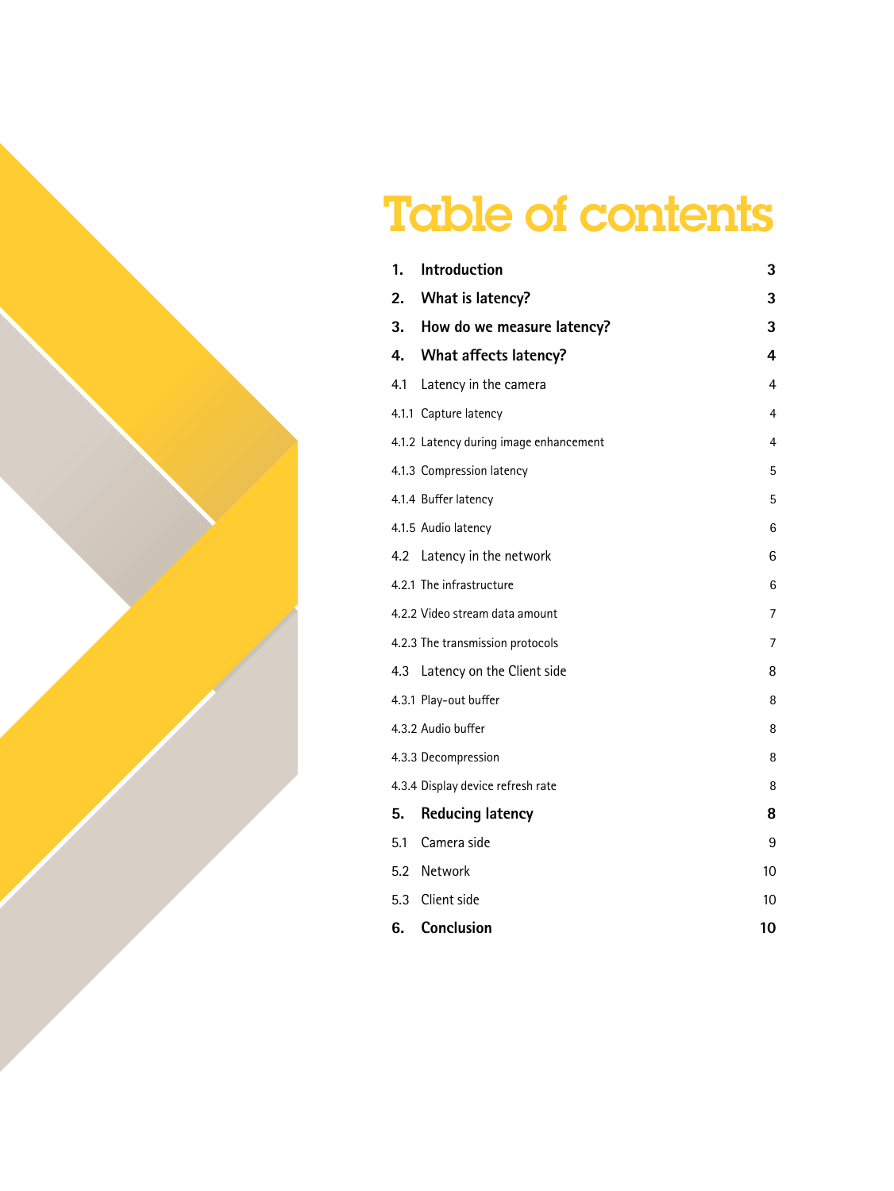# Table of contents

| | | |
|---|---|---|
| **1.** | **Introduction** | **3** |
| **2.** | **What is latency?** | **3** |
| **3.** | **How do we measure latency?** | **3** |
| **4.** | **What affects latency?** | **4** |
| 4.1 | Latency in the camera | 4 |
| 4.1.1 | Capture latency | 4 |
| 4.1.2 | Latency during image enhancement | 4 |
| 4.1.3 | Compression latency | 5 |
| 4.1.4 | Buffer latency | 5 |
| 4.1.5 | Audio latency | 6 |
| 4.2 | Latency in the network | 6 |
| 4.2.1 | The infrastructure | 6 |
| 4.2.2 | Video stream data amount | 7 |
| 4.2.3 | The transmission protocols | 7 |
| 4.3 | Latency on the Client side | 8 |
| 4.3.1 | Play-out buffer | 8 |
| 4.3.2 | Audio buffer | 8 |
| 4.3.3 | Decompression | 8 |
| 4.3.4 | Display device refresh rate | 8 |
| **5.** | **Reducing latency** | **8** |
| 5.1 | Camera side | 9 |
| 5.2 | Network | 10 |
| 5.3 | Client side | 10 |
| **6.** | **Conclusion** | **10** |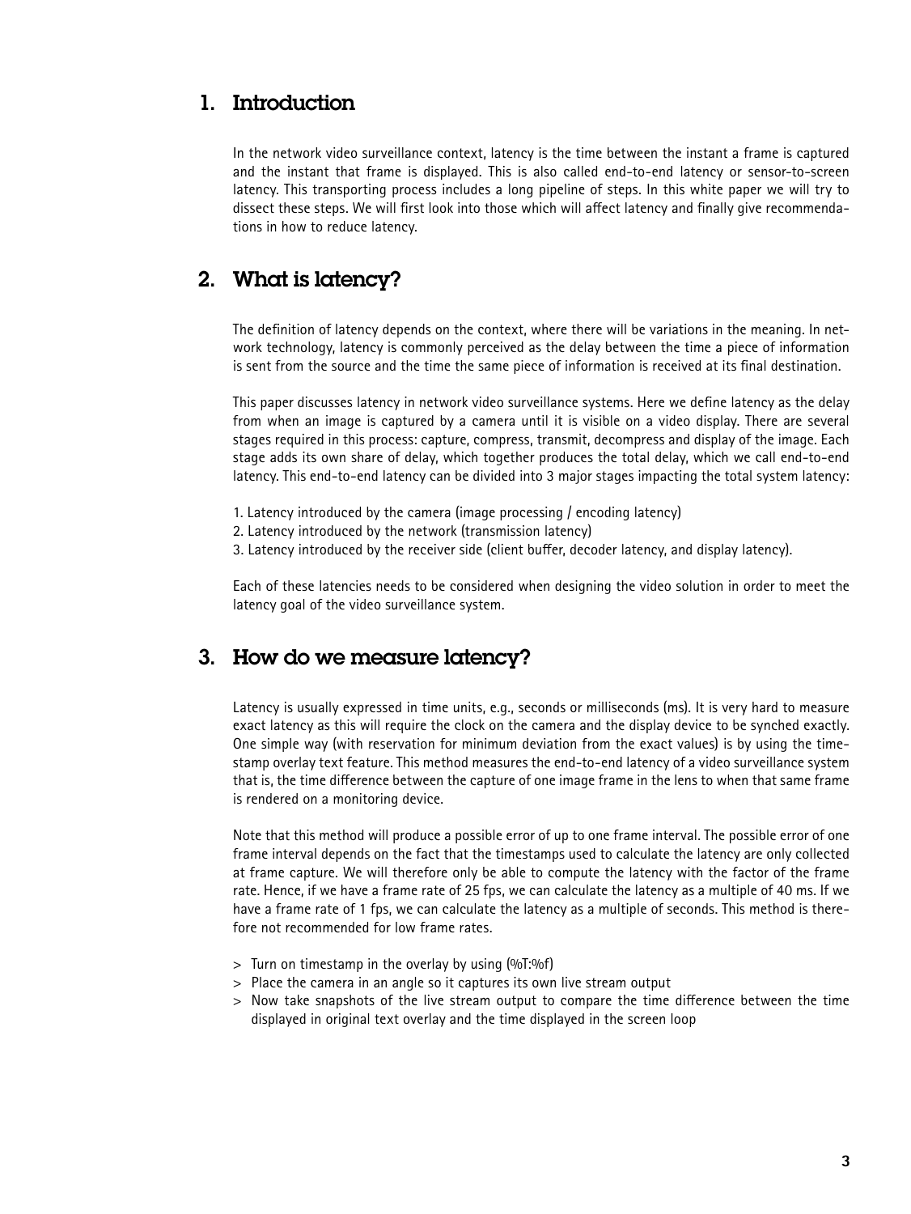## 1. Introduction

In the network video surveillance context, latency is the time between the instant a frame is captured and the instant that frame is displayed. This is also called end-to-end latency or sensor-to-screen latency. This transporting process includes a long pipeline of steps. In this white paper we will try to dissect these steps. We will first look into those which will affect latency and finally give recommendations in how to reduce latency.

## 2. What is latency?

The definition of latency depends on the context, where there will be variations in the meaning. In network technology, latency is commonly perceived as the delay between the time a piece of information is sent from the source and the time the same piece of information is received at its final destination.

This paper discusses latency in network video surveillance systems. Here we define latency as the delay from when an image is captured by a camera until it is visible on a video display. There are several stages required in this process: capture, compress, transmit, decompress and display of the image. Each stage adds its own share of delay, which together produces the total delay, which we call end-to-end latency. This end-to-end latency can be divided into 3 major stages impacting the total system latency:

1. Latency introduced by the camera (image processing / encoding latency)
2. Latency introduced by the network (transmission latency)
3. Latency introduced by the receiver side (client buffer, decoder latency, and display latency).

Each of these latencies needs to be considered when designing the video solution in order to meet the latency goal of the video surveillance system.

## 3. How do we measure latency?

Latency is usually expressed in time units, e.g., seconds or milliseconds (ms). It is very hard to measure exact latency as this will require the clock on the camera and the display device to be synched exactly. One simple way (with reservation for minimum deviation from the exact values) is by using the timestamp overlay text feature. This method measures the end-to-end latency of a video surveillance system that is, the time difference between the capture of one image frame in the lens to when that same frame is rendered on a monitoring device.

Note that this method will produce a possible error of up to one frame interval. The possible error of one frame interval depends on the fact that the timestamps used to calculate the latency are only collected at frame capture. We will therefore only be able to compute the latency with the factor of the frame rate. Hence, if we have a frame rate of 25 fps, we can calculate the latency as a multiple of 40 ms. If we have a frame rate of 1 fps, we can calculate the latency as a multiple of seconds. This method is therefore not recommended for low frame rates.

- Turn on timestamp in the overlay by using (%T:%f)
- Place the camera in an angle so it captures its own live stream output
- Now take snapshots of the live stream output to compare the time difference between the time displayed in original text overlay and the time displayed in the screen loop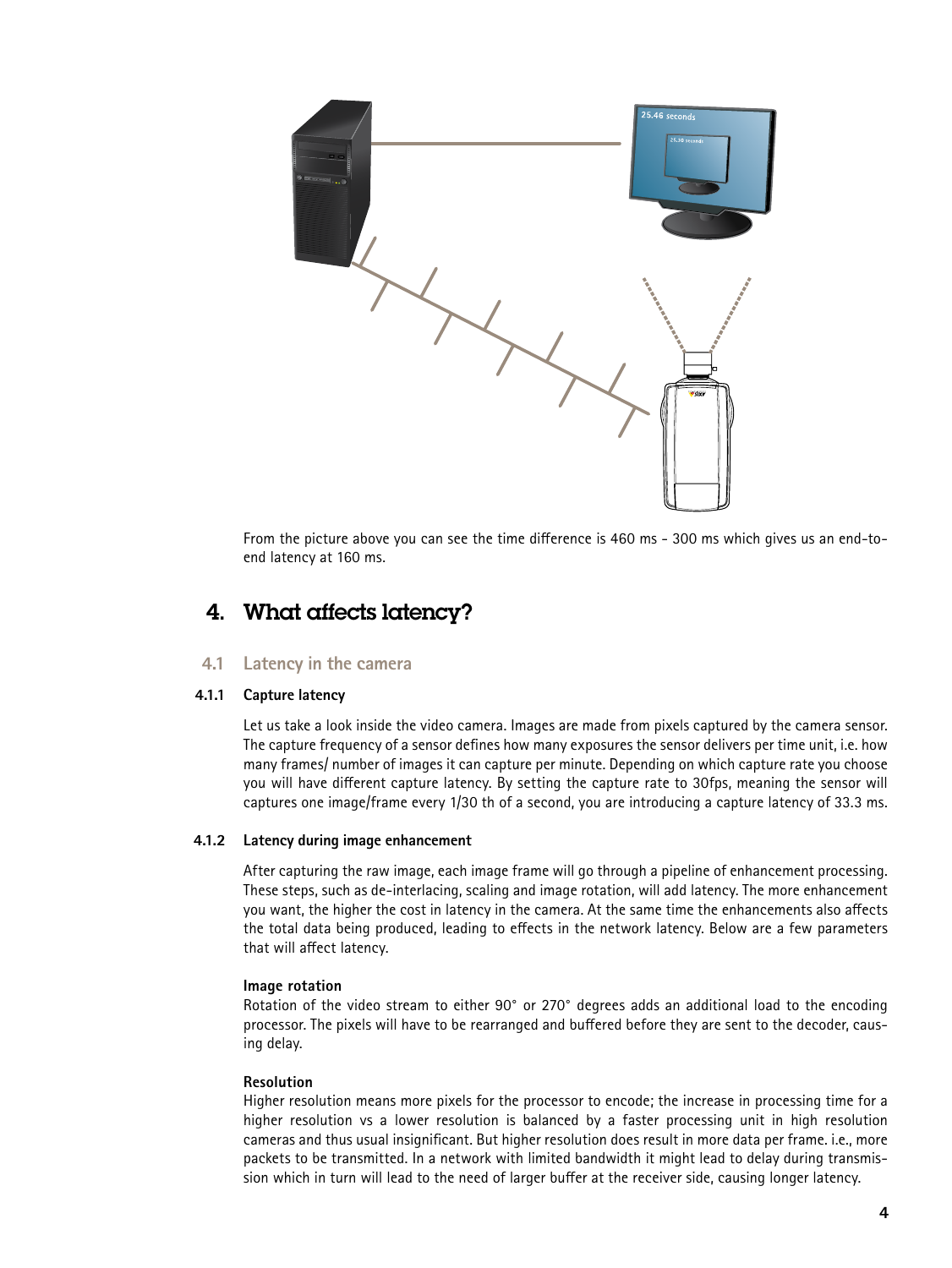From the picture above you can see the time difference is 460 ms - 300 ms which gives us an end-to-end latency at 160 ms.

# 4. What affects latency?

## 4.1 Latency in the camera

### 4.1.1 Capture latency

Let us take a look inside the video camera. Images are made from pixels captured by the camera sensor. The capture frequency of a sensor defines how many exposures the sensor delivers per time unit, i.e. how many frames/ number of images it can capture per minute. Depending on which capture rate you choose you will have different capture latency. By setting the capture rate to 30fps, meaning the sensor will captures one image/frame every 1/30 th of a second, you are introducing a capture latency of 33.3 ms.

### 4.1.2 Latency during image enhancement

After capturing the raw image, each image frame will go through a pipeline of enhancement processing. These steps, such as de-interlacing, scaling and image rotation, will add latency. The more enhancement you want, the higher the cost in latency in the camera. At the same time the enhancements also affects the total data being produced, leading to effects in the network latency. Below are a few parameters that will affect latency.

**Image rotation**
Rotation of the video stream to either 90° or 270° degrees adds an additional load to the encoding processor. The pixels will have to be rearranged and buffered before they are sent to the decoder, causing delay.

**Resolution**
Higher resolution means more pixels for the processor to encode; the increase in processing time for a higher resolution vs a lower resolution is balanced by a faster processing unit in high resolution cameras and thus usual insignificant. But higher resolution does result in more data per frame. i.e., more packets to be transmitted. In a network with limited bandwidth it might lead to delay during transmission which in turn will lead to the need of larger buffer at the receiver side, causing longer latency.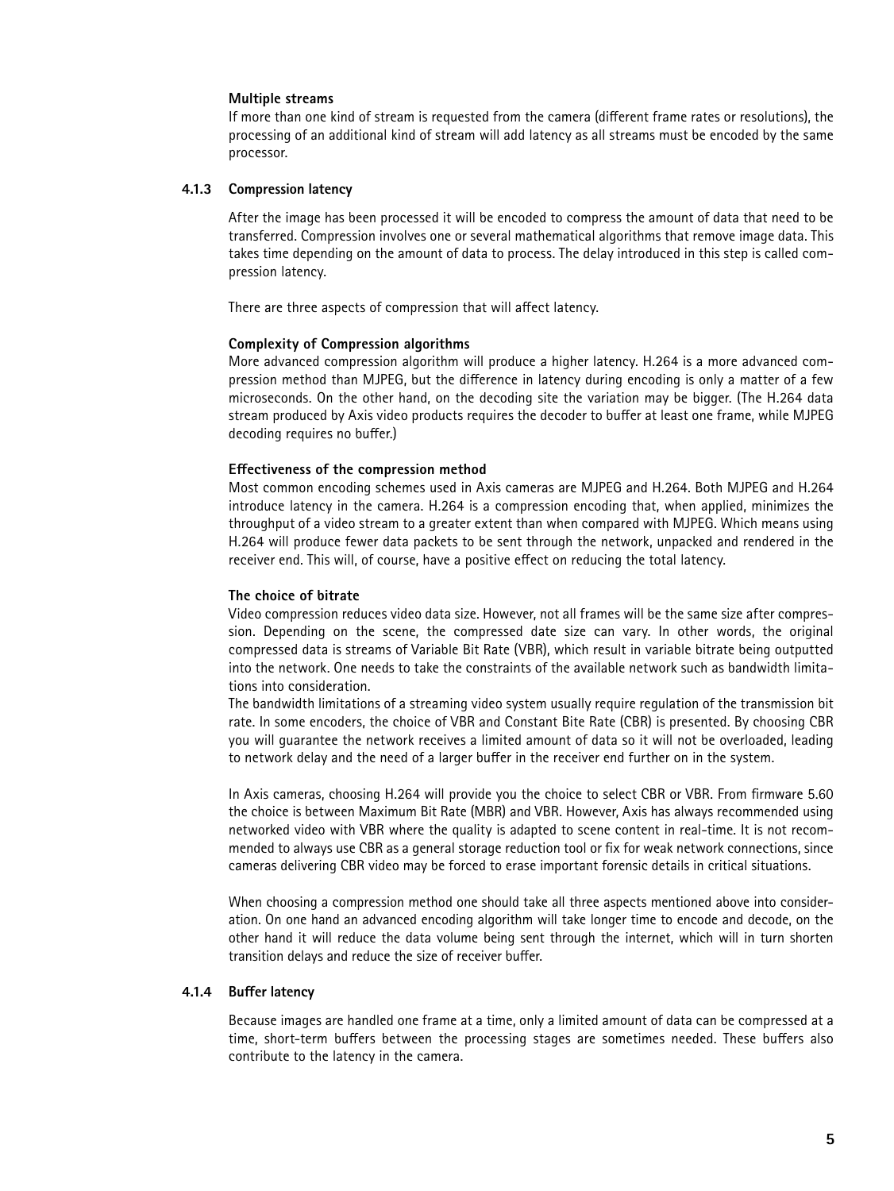**Multiple streams**

If more than one kind of stream is requested from the camera (different frame rates or resolutions), the processing of an additional kind of stream will add latency as all streams must be encoded by the same processor.

### 4.1.3 Compression latency

After the image has been processed it will be encoded to compress the amount of data that need to be transferred. Compression involves one or several mathematical algorithms that remove image data. This takes time depending on the amount of data to process. The delay introduced in this step is called compression latency.

There are three aspects of compression that will affect latency.

**Complexity of Compression algorithms**

More advanced compression algorithm will produce a higher latency. H.264 is a more advanced compression method than MJPEG, but the difference in latency during encoding is only a matter of a few microseconds. On the other hand, on the decoding site the variation may be bigger. (The H.264 data stream produced by Axis video products requires the decoder to buffer at least one frame, while MJPEG decoding requires no buffer.)

**Effectiveness of the compression method**

Most common encoding schemes used in Axis cameras are MJPEG and H.264. Both MJPEG and H.264 introduce latency in the camera. H.264 is a compression encoding that, when applied, minimizes the throughput of a video stream to a greater extent than when compared with MJPEG. Which means using H.264 will produce fewer data packets to be sent through the network, unpacked and rendered in the receiver end. This will, of course, have a positive effect on reducing the total latency.

**The choice of bitrate**

Video compression reduces video data size. However, not all frames will be the same size after compression. Depending on the scene, the compressed date size can vary. In other words, the original compressed data is streams of Variable Bit Rate (VBR), which result in variable bitrate being outputted into the network. One needs to take the constraints of the available network such as bandwidth limitations into consideration.

The bandwidth limitations of a streaming video system usually require regulation of the transmission bit rate. In some encoders, the choice of VBR and Constant Bite Rate (CBR) is presented. By choosing CBR you will guarantee the network receives a limited amount of data so it will not be overloaded, leading to network delay and the need of a larger buffer in the receiver end further on in the system.

In Axis cameras, choosing H.264 will provide you the choice to select CBR or VBR. From firmware 5.60 the choice is between Maximum Bit Rate (MBR) and VBR. However, Axis has always recommended using networked video with VBR where the quality is adapted to scene content in real-time. It is not recommended to always use CBR as a general storage reduction tool or fix for weak network connections, since cameras delivering CBR video may be forced to erase important forensic details in critical situations.

When choosing a compression method one should take all three aspects mentioned above into consideration. On one hand an advanced encoding algorithm will take longer time to encode and decode, on the other hand it will reduce the data volume being sent through the internet, which will in turn shorten transition delays and reduce the size of receiver buffer.

### 4.1.4 Buffer latency

Because images are handled one frame at a time, only a limited amount of data can be compressed at a time, short-term buffers between the processing stages are sometimes needed. These buffers also contribute to the latency in the camera.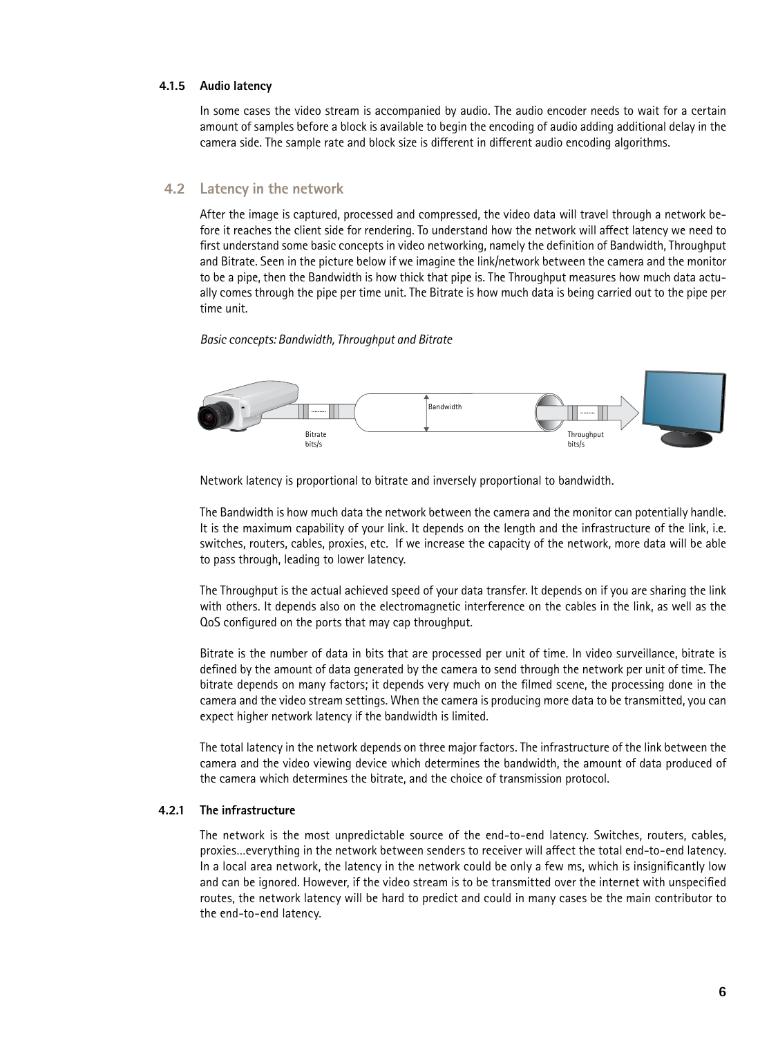### 4.1.5 Audio latency

In some cases the video stream is accompanied by audio. The audio encoder needs to wait for a certain amount of samples before a block is available to begin the encoding of audio adding additional delay in the camera side. The sample rate and block size is different in different audio encoding algorithms.

## 4.2 Latency in the network

After the image is captured, processed and compressed, the video data will travel through a network before it reaches the client side for rendering. To understand how the network will affect latency we need to first understand some basic concepts in video networking, namely the definition of Bandwidth, Throughput and Bitrate. Seen in the picture below if we imagine the link/network between the camera and the monitor to be a pipe, then the Bandwidth is how thick that pipe is. The Throughput measures how much data actually comes through the pipe per time unit. The Bitrate is how much data is being carried out to the pipe per time unit.

*Basic concepts: Bandwidth, Throughput and Bitrate*

Network latency is proportional to bitrate and inversely proportional to bandwidth.

The Bandwidth is how much data the network between the camera and the monitor can potentially handle. It is the maximum capability of your link. It depends on the length and the infrastructure of the link, i.e. switches, routers, cables, proxies, etc. If we increase the capacity of the network, more data will be able to pass through, leading to lower latency.

The Throughput is the actual achieved speed of your data transfer. It depends on if you are sharing the link with others. It depends also on the electromagnetic interference on the cables in the link, as well as the QoS configured on the ports that may cap throughput.

Bitrate is the number of data in bits that are processed per unit of time. In video surveillance, bitrate is defined by the amount of data generated by the camera to send through the network per unit of time. The bitrate depends on many factors; it depends very much on the filmed scene, the processing done in the camera and the video stream settings. When the camera is producing more data to be transmitted, you can expect higher network latency if the bandwidth is limited.

The total latency in the network depends on three major factors. The infrastructure of the link between the camera and the video viewing device which determines the bandwidth, the amount of data produced of the camera which determines the bitrate, and the choice of transmission protocol.

### 4.2.1 The infrastructure

The network is the most unpredictable source of the end-to-end latency. Switches, routers, cables, proxies…everything in the network between senders to receiver will affect the total end-to-end latency. In a local area network, the latency in the network could be only a few ms, which is insignificantly low and can be ignored. However, if the video stream is to be transmitted over the internet with unspecified routes, the network latency will be hard to predict and could in many cases be the main contributor to the end-to-end latency.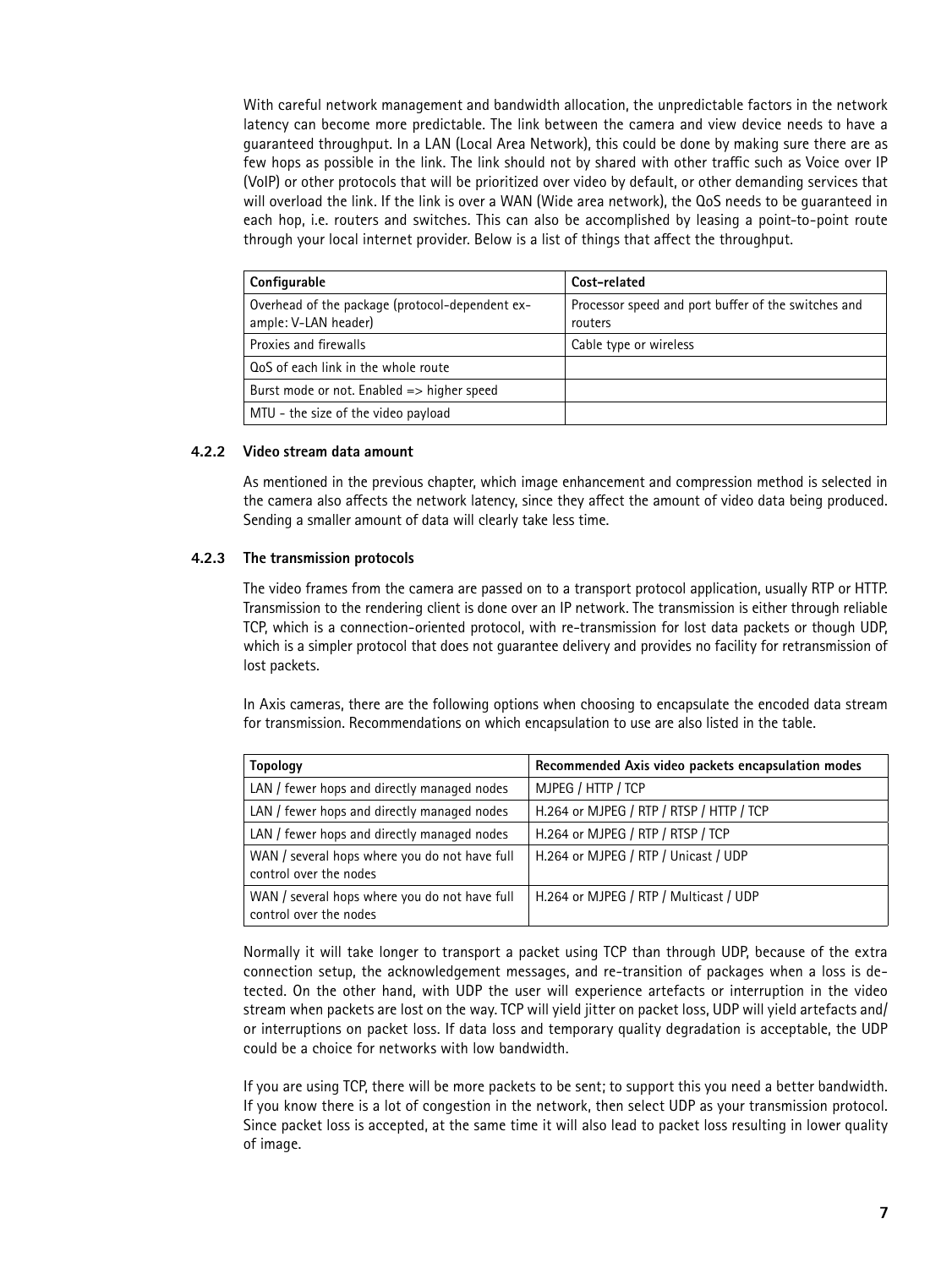With careful network management and bandwidth allocation, the unpredictable factors in the network latency can become more predictable. The link between the camera and view device needs to have a guaranteed throughput. In a LAN (Local Area Network), this could be done by making sure there are as few hops as possible in the link. The link should not by shared with other traffic such as Voice over IP (VoIP) or other protocols that will be prioritized over video by default, or other demanding services that will overload the link. If the link is over a WAN (Wide area network), the QoS needs to be guaranteed in each hop, i.e. routers and switches. This can also be accomplished by leasing a point-to-point route through your local internet provider. Below is a list of things that affect the throughput.

| Configurable | Cost-related |
|---|---|
| Overhead of the package (protocol-dependent example: V-LAN header) | Processor speed and port buffer of the switches and routers |
| Proxies and firewalls | Cable type or wireless |
| QoS of each link in the whole route | |
| Burst mode or not. Enabled => higher speed | |
| MTU - the size of the video payload | |

### 4.2.2 Video stream data amount

As mentioned in the previous chapter, which image enhancement and compression method is selected in the camera also affects the network latency, since they affect the amount of video data being produced. Sending a smaller amount of data will clearly take less time.

### 4.2.3 The transmission protocols

The video frames from the camera are passed on to a transport protocol application, usually RTP or HTTP. Transmission to the rendering client is done over an IP network. The transmission is either through reliable TCP, which is a connection-oriented protocol, with re-transmission for lost data packets or though UDP, which is a simpler protocol that does not guarantee delivery and provides no facility for retransmission of lost packets.

In Axis cameras, there are the following options when choosing to encapsulate the encoded data stream for transmission. Recommendations on which encapsulation to use are also listed in the table.

| Topology | Recommended Axis video packets encapsulation modes |
|---|---|
| LAN / fewer hops and directly managed nodes | MJPEG / HTTP / TCP |
| LAN / fewer hops and directly managed nodes | H.264 or MJPEG / RTP / RTSP / HTTP / TCP |
| LAN / fewer hops and directly managed nodes | H.264 or MJPEG / RTP / RTSP / TCP |
| WAN / several hops where you do not have full control over the nodes | H.264 or MJPEG / RTP / Unicast / UDP |
| WAN / several hops where you do not have full control over the nodes | H.264 or MJPEG / RTP / Multicast / UDP |

Normally it will take longer to transport a packet using TCP than through UDP, because of the extra connection setup, the acknowledgement messages, and re-transition of packages when a loss is detected. On the other hand, with UDP the user will experience artefacts or interruption in the video stream when packets are lost on the way. TCP will yield jitter on packet loss, UDP will yield artefacts and/or interruptions on packet loss. If data loss and temporary quality degradation is acceptable, the UDP could be a choice for networks with low bandwidth.

If you are using TCP, there will be more packets to be sent; to support this you need a better bandwidth. If you know there is a lot of congestion in the network, then select UDP as your transmission protocol. Since packet loss is accepted, at the same time it will also lead to packet loss resulting in lower quality of image.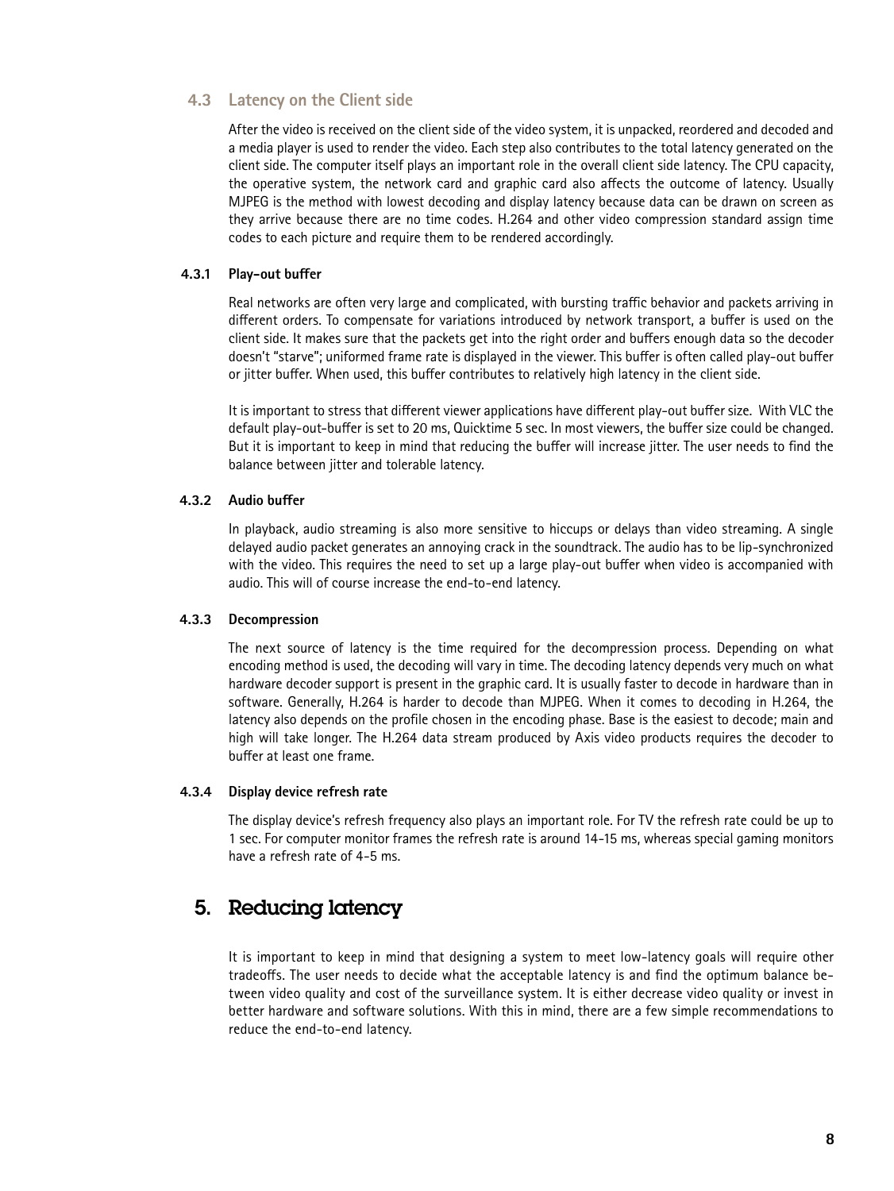## 4.3 Latency on the Client side

After the video is received on the client side of the video system, it is unpacked, reordered and decoded and a media player is used to render the video. Each step also contributes to the total latency generated on the client side. The computer itself plays an important role in the overall client side latency. The CPU capacity, the operative system, the network card and graphic card also affects the outcome of latency. Usually MJPEG is the method with lowest decoding and display latency because data can be drawn on screen as they arrive because there are no time codes. H.264 and other video compression standard assign time codes to each picture and require them to be rendered accordingly.

### 4.3.1 Play-out buffer

Real networks are often very large and complicated, with bursting traffic behavior and packets arriving in different orders. To compensate for variations introduced by network transport, a buffer is used on the client side. It makes sure that the packets get into the right order and buffers enough data so the decoder doesn't "starve"; uniformed frame rate is displayed in the viewer. This buffer is often called play-out buffer or jitter buffer. When used, this buffer contributes to relatively high latency in the client side.

It is important to stress that different viewer applications have different play-out buffer size. With VLC the default play-out-buffer is set to 20 ms, Quicktime 5 sec. In most viewers, the buffer size could be changed. But it is important to keep in mind that reducing the buffer will increase jitter. The user needs to find the balance between jitter and tolerable latency.

### 4.3.2 Audio buffer

In playback, audio streaming is also more sensitive to hiccups or delays than video streaming. A single delayed audio packet generates an annoying crack in the soundtrack. The audio has to be lip-synchronized with the video. This requires the need to set up a large play-out buffer when video is accompanied with audio. This will of course increase the end-to-end latency.

### 4.3.3 Decompression

The next source of latency is the time required for the decompression process. Depending on what encoding method is used, the decoding will vary in time. The decoding latency depends very much on what hardware decoder support is present in the graphic card. It is usually faster to decode in hardware than in software. Generally, H.264 is harder to decode than MJPEG. When it comes to decoding in H.264, the latency also depends on the profile chosen in the encoding phase. Base is the easiest to decode; main and high will take longer. The H.264 data stream produced by Axis video products requires the decoder to buffer at least one frame.

### 4.3.4 Display device refresh rate

The display device's refresh frequency also plays an important role. For TV the refresh rate could be up to 1 sec. For computer monitor frames the refresh rate is around 14-15 ms, whereas special gaming monitors have a refresh rate of 4-5 ms.

# 5. Reducing latency

It is important to keep in mind that designing a system to meet low-latency goals will require other tradeoffs. The user needs to decide what the acceptable latency is and find the optimum balance between video quality and cost of the surveillance system. It is either decrease video quality or invest in better hardware and software solutions. With this in mind, there are a few simple recommendations to reduce the end-to-end latency.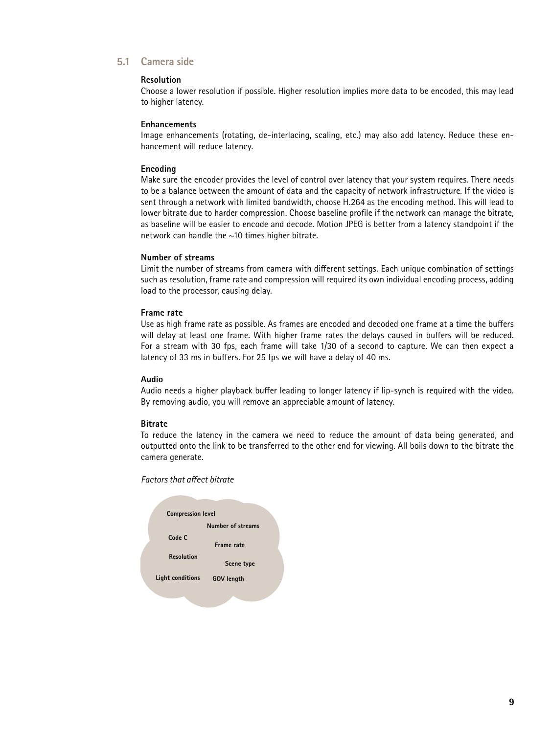## 5.1 Camera side

**Resolution**

Choose a lower resolution if possible. Higher resolution implies more data to be encoded, this may lead to higher latency.

**Enhancements**

Image enhancements (rotating, de-interlacing, scaling, etc.) may also add latency. Reduce these enhancement will reduce latency.

**Encoding**

Make sure the encoder provides the level of control over latency that your system requires. There needs to be a balance between the amount of data and the capacity of network infrastructure. If the video is sent through a network with limited bandwidth, choose H.264 as the encoding method. This will lead to lower bitrate due to harder compression. Choose baseline profile if the network can manage the bitrate, as baseline will be easier to encode and decode. Motion JPEG is better from a latency standpoint if the network can handle the ~10 times higher bitrate.

**Number of streams**

Limit the number of streams from camera with different settings. Each unique combination of settings such as resolution, frame rate and compression will required its own individual encoding process, adding load to the processor, causing delay.

**Frame rate**

Use as high frame rate as possible. As frames are encoded and decoded one frame at a time the buffers will delay at least one frame. With higher frame rates the delays caused in buffers will be reduced. For a stream with 30 fps, each frame will take 1/30 of a second to capture. We can then expect a latency of 33 ms in buffers. For 25 fps we will have a delay of 40 ms.

**Audio**

Audio needs a higher playback buffer leading to longer latency if lip-synch is required with the video. By removing audio, you will remove an appreciable amount of latency.

**Bitrate**

To reduce the latency in the camera we need to reduce the amount of data being generated, and outputted onto the link to be transferred to the other end for viewing. All boils down to the bitrate the camera generate.

*Factors that affect bitrate*

- Compression level
- Number of streams
- Code C
- Frame rate
- Resolution
- Scene type
- Light conditions
- GOV length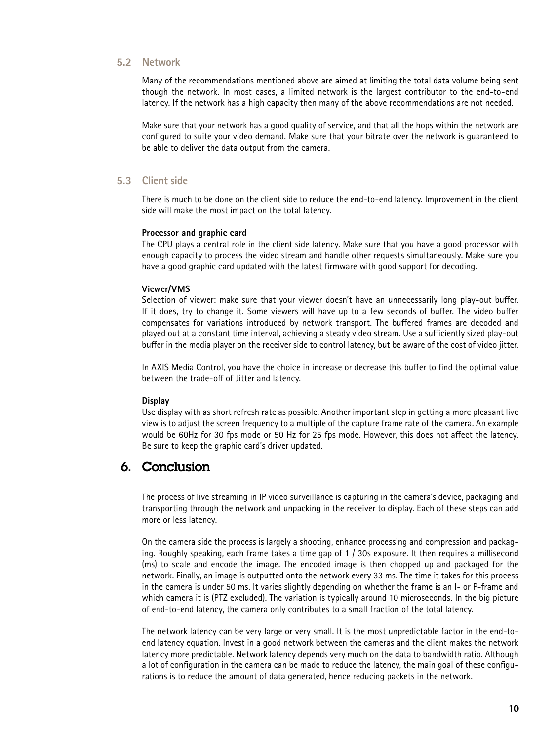### 5.2 Network

Many of the recommendations mentioned above are aimed at limiting the total data volume being sent though the network. In most cases, a limited network is the largest contributor to the end-to-end latency. If the network has a high capacity then many of the above recommendations are not needed.

Make sure that your network has a good quality of service, and that all the hops within the network are configured to suite your video demand. Make sure that your bitrate over the network is guaranteed to be able to deliver the data output from the camera.

### 5.3 Client side

There is much to be done on the client side to reduce the end-to-end latency. Improvement in the client side will make the most impact on the total latency.

**Processor and graphic card**
The CPU plays a central role in the client side latency. Make sure that you have a good processor with enough capacity to process the video stream and handle other requests simultaneously. Make sure you have a good graphic card updated with the latest firmware with good support for decoding.

**Viewer/VMS**
Selection of viewer: make sure that your viewer doesn't have an unnecessarily long play-out buffer. If it does, try to change it. Some viewers will have up to a few seconds of buffer. The video buffer compensates for variations introduced by network transport. The buffered frames are decoded and played out at a constant time interval, achieving a steady video stream. Use a sufficiently sized play-out buffer in the media player on the receiver side to control latency, but be aware of the cost of video jitter.

In AXIS Media Control, you have the choice in increase or decrease this buffer to find the optimal value between the trade-off of Jitter and latency.

**Display**
Use display with as short refresh rate as possible. Another important step in getting a more pleasant live view is to adjust the screen frequency to a multiple of the capture frame rate of the camera. An example would be 60Hz for 30 fps mode or 50 Hz for 25 fps mode. However, this does not affect the latency. Be sure to keep the graphic card's driver updated.

## 6. Conclusion

The process of live streaming in IP video surveillance is capturing in the camera's device, packaging and transporting through the network and unpacking in the receiver to display. Each of these steps can add more or less latency.

On the camera side the process is largely a shooting, enhance processing and compression and packaging. Roughly speaking, each frame takes a time gap of 1 / 30s exposure. It then requires a millisecond (ms) to scale and encode the image. The encoded image is then chopped up and packaged for the network. Finally, an image is outputted onto the network every 33 ms. The time it takes for this process in the camera is under 50 ms. It varies slightly depending on whether the frame is an I- or P-frame and which camera it is (PTZ excluded). The variation is typically around 10 microseconds. In the big picture of end-to-end latency, the camera only contributes to a small fraction of the total latency.

The network latency can be very large or very small. It is the most unpredictable factor in the end-to-end latency equation. Invest in a good network between the cameras and the client makes the network latency more predictable. Network latency depends very much on the data to bandwidth ratio. Although a lot of configuration in the camera can be made to reduce the latency, the main goal of these configurations is to reduce the amount of data generated, hence reducing packets in the network.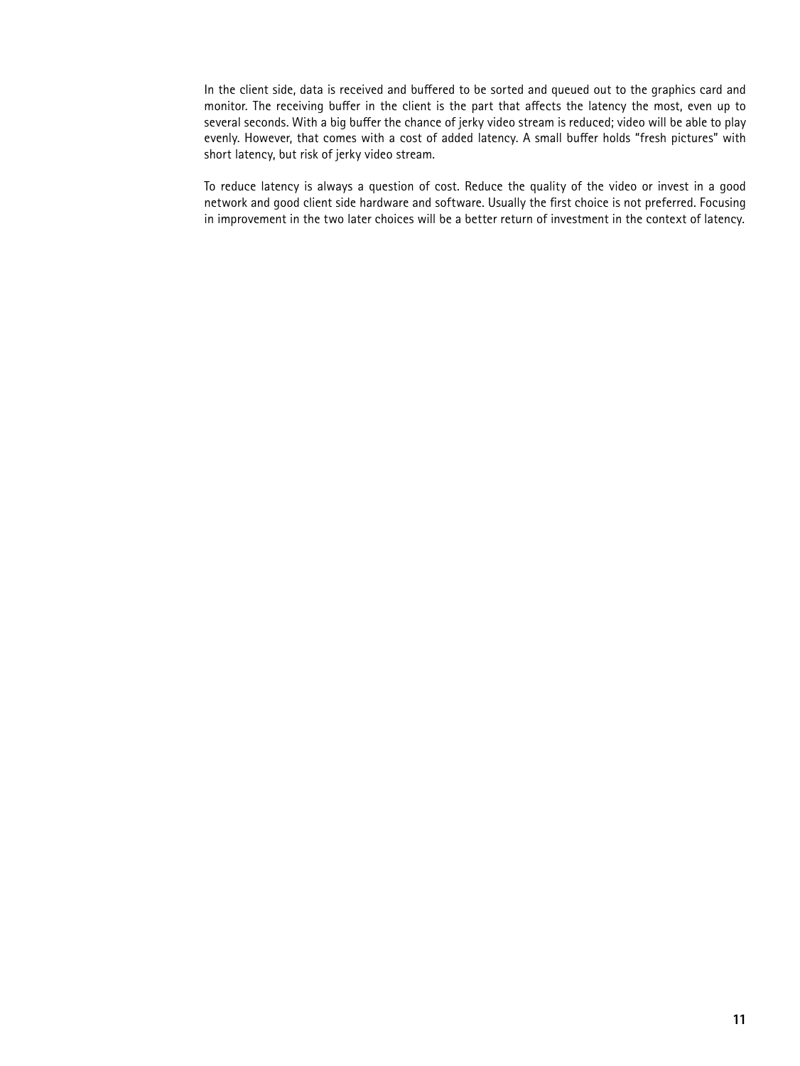In the client side, data is received and buffered to be sorted and queued out to the graphics card and monitor. The receiving buffer in the client is the part that affects the latency the most, even up to several seconds. With a big buffer the chance of jerky video stream is reduced; video will be able to play evenly. However, that comes with a cost of added latency. A small buffer holds "fresh pictures" with short latency, but risk of jerky video stream.

To reduce latency is always a question of cost. Reduce the quality of the video or invest in a good network and good client side hardware and software. Usually the first choice is not preferred. Focusing in improvement in the two later choices will be a better return of investment in the context of latency.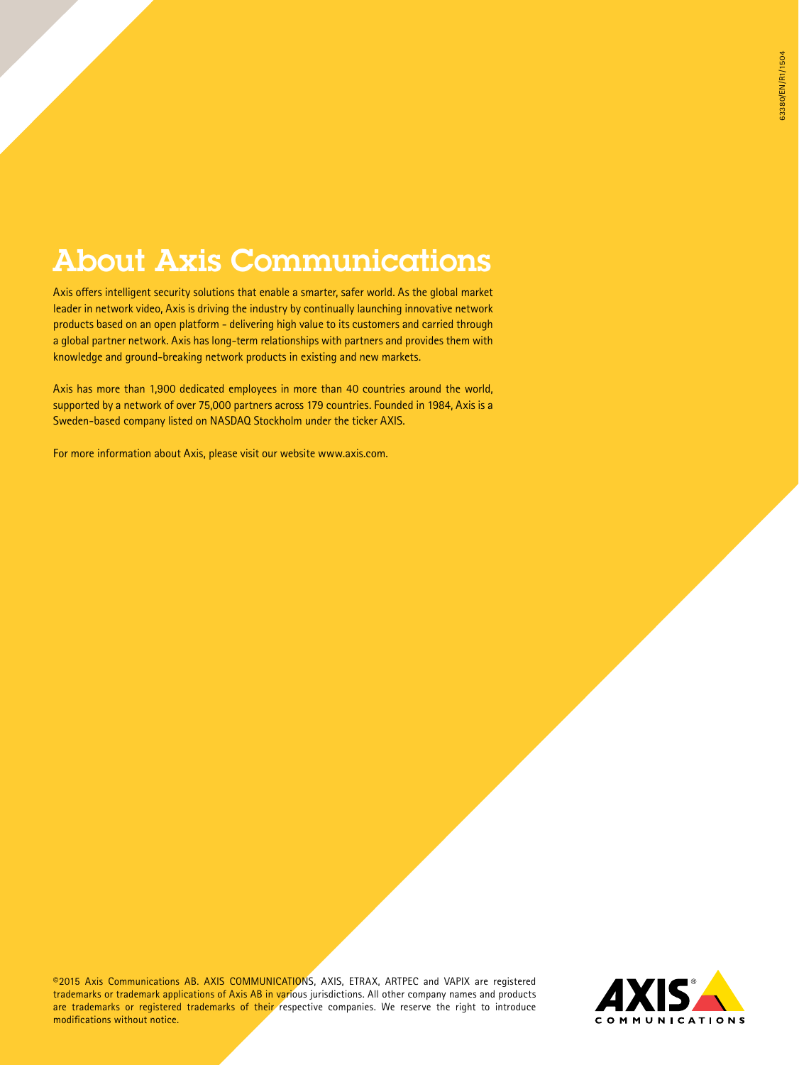# About Axis Communications

Axis offers intelligent security solutions that enable a smarter, safer world. As the global market leader in network video, Axis is driving the industry by continually launching innovative network products based on an open platform - delivering high value to its customers and carried through a global partner network. Axis has long-term relationships with partners and provides them with knowledge and ground-breaking network products in existing and new markets.

Axis has more than 1,900 dedicated employees in more than 40 countries around the world, supported by a network of over 75,000 partners across 179 countries. Founded in 1984, Axis is a Sweden-based company listed on NASDAQ Stockholm under the ticker AXIS.

For more information about Axis, please visit our website www.axis.com.

©2015 Axis Communications AB. AXIS COMMUNICATIONS, AXIS, ETRAX, ARTPEC and VAPIX are registered trademarks or trademark applications of Axis AB in various jurisdictions. All other company names and products are trademarks or registered trademarks of their respective companies. We reserve the right to introduce modifications without notice.

63380/EN/R1/1504